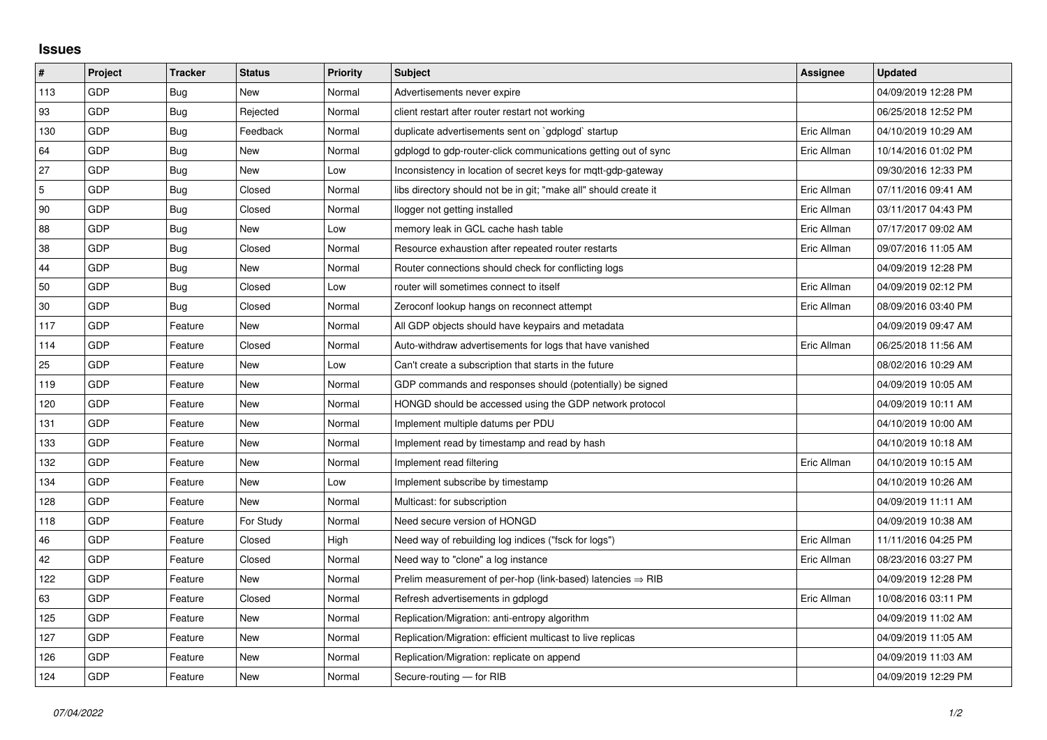## Issues

| # | Project | Tracker | Status | Priority | Subject | Assignee | Updated |
|---|---|---|---|---|---|---|---|
| 113 | GDP | Bug | New | Normal | Advertisements never expire | | 04/09/2019 12:28 PM |
| 93 | GDP | Bug | Rejected | Normal | client restart after router restart not working | | 06/25/2018 12:52 PM |
| 130 | GDP | Bug | Feedback | Normal | duplicate advertisements sent on `gdplogd` startup | Eric Allman | 04/10/2019 10:29 AM |
| 64 | GDP | Bug | New | Normal | gdplogd to gdp-router-click communications getting out of sync | Eric Allman | 10/14/2016 01:02 PM |
| 27 | GDP | Bug | New | Low | Inconsistency in location of secret keys for mqtt-gdp-gateway | | 09/30/2016 12:33 PM |
| 5 | GDP | Bug | Closed | Normal | libs directory should not be in git; "make all" should create it | Eric Allman | 07/11/2016 09:41 AM |
| 90 | GDP | Bug | Closed | Normal | llogger not getting installed | Eric Allman | 03/11/2017 04:43 PM |
| 88 | GDP | Bug | New | Low | memory leak in GCL cache hash table | Eric Allman | 07/17/2017 09:02 AM |
| 38 | GDP | Bug | Closed | Normal | Resource exhaustion after repeated router restarts | Eric Allman | 09/07/2016 11:05 AM |
| 44 | GDP | Bug | New | Normal | Router connections should check for conflicting logs | | 04/09/2019 12:28 PM |
| 50 | GDP | Bug | Closed | Low | router will sometimes connect to itself | Eric Allman | 04/09/2019 02:12 PM |
| 30 | GDP | Bug | Closed | Normal | Zeroconf lookup hangs on reconnect attempt | Eric Allman | 08/09/2016 03:40 PM |
| 117 | GDP | Feature | New | Normal | All GDP objects should have keypairs and metadata | | 04/09/2019 09:47 AM |
| 114 | GDP | Feature | Closed | Normal | Auto-withdraw advertisements for logs that have vanished | Eric Allman | 06/25/2018 11:56 AM |
| 25 | GDP | Feature | New | Low | Can't create a subscription that starts in the future | | 08/02/2016 10:29 AM |
| 119 | GDP | Feature | New | Normal | GDP commands and responses should (potentially) be signed | | 04/09/2019 10:05 AM |
| 120 | GDP | Feature | New | Normal | HONGD should be accessed using the GDP network protocol | | 04/09/2019 10:11 AM |
| 131 | GDP | Feature | New | Normal | Implement multiple datums per PDU | | 04/10/2019 10:00 AM |
| 133 | GDP | Feature | New | Normal | Implement read by timestamp and read by hash | | 04/10/2019 10:18 AM |
| 132 | GDP | Feature | New | Normal | Implement read filtering | Eric Allman | 04/10/2019 10:15 AM |
| 134 | GDP | Feature | New | Low | Implement subscribe by timestamp | | 04/10/2019 10:26 AM |
| 128 | GDP | Feature | New | Normal | Multicast: for subscription | | 04/09/2019 11:11 AM |
| 118 | GDP | Feature | For Study | Normal | Need secure version of HONGD | | 04/09/2019 10:38 AM |
| 46 | GDP | Feature | Closed | High | Need way of rebuilding log indices ("fsck for logs") | Eric Allman | 11/11/2016 04:25 PM |
| 42 | GDP | Feature | Closed | Normal | Need way to "clone" a log instance | Eric Allman | 08/23/2016 03:27 PM |
| 122 | GDP | Feature | New | Normal | Prelim measurement of per-hop (link-based) latencies ⇒ RIB | | 04/09/2019 12:28 PM |
| 63 | GDP | Feature | Closed | Normal | Refresh advertisements in gdplogd | Eric Allman | 10/08/2016 03:11 PM |
| 125 | GDP | Feature | New | Normal | Replication/Migration: anti-entropy algorithm | | 04/09/2019 11:02 AM |
| 127 | GDP | Feature | New | Normal | Replication/Migration: efficient multicast to live replicas | | 04/09/2019 11:05 AM |
| 126 | GDP | Feature | New | Normal | Replication/Migration: replicate on append | | 04/09/2019 11:03 AM |
| 124 | GDP | Feature | New | Normal | Secure-routing — for RIB | | 04/09/2019 12:29 PM |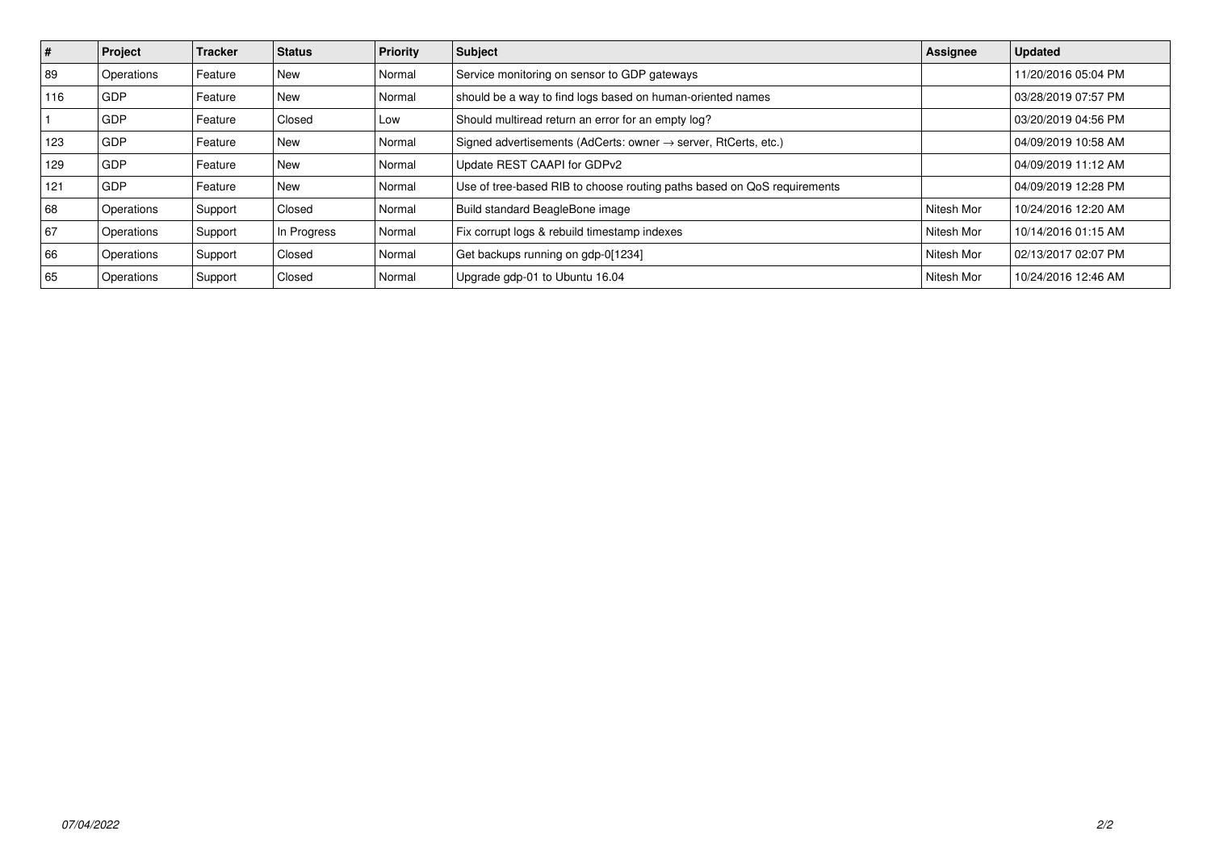| # | Project | Tracker | Status | Priority | Subject | Assignee | Updated |
|---|---|---|---|---|---|---|---|
| 89 | Operations | Feature | New | Normal | Service monitoring on sensor to GDP gateways | | 11/20/2016 05:04 PM |
| 116 | GDP | Feature | New | Normal | should be a way to find logs based on human-oriented names | | 03/28/2019 07:57 PM |
| 1 | GDP | Feature | Closed | Low | Should multiread return an error for an empty log? | | 03/20/2019 04:56 PM |
| 123 | GDP | Feature | New | Normal | Signed advertisements (AdCerts: owner → server, RtCerts, etc.) | | 04/09/2019 10:58 AM |
| 129 | GDP | Feature | New | Normal | Update REST CAAPI for GDPv2 | | 04/09/2019 11:12 AM |
| 121 | GDP | Feature | New | Normal | Use of tree-based RIB to choose routing paths based on QoS requirements | | 04/09/2019 12:28 PM |
| 68 | Operations | Support | Closed | Normal | Build standard BeagleBone image | Nitesh Mor | 10/24/2016 12:20 AM |
| 67 | Operations | Support | In Progress | Normal | Fix corrupt logs & rebuild timestamp indexes | Nitesh Mor | 10/14/2016 01:15 AM |
| 66 | Operations | Support | Closed | Normal | Get backups running on gdp-0[1234] | Nitesh Mor | 02/13/2017 02:07 PM |
| 65 | Operations | Support | Closed | Normal | Upgrade gdp-01 to Ubuntu 16.04 | Nitesh Mor | 10/24/2016 12:46 AM |

*07/04/2022*